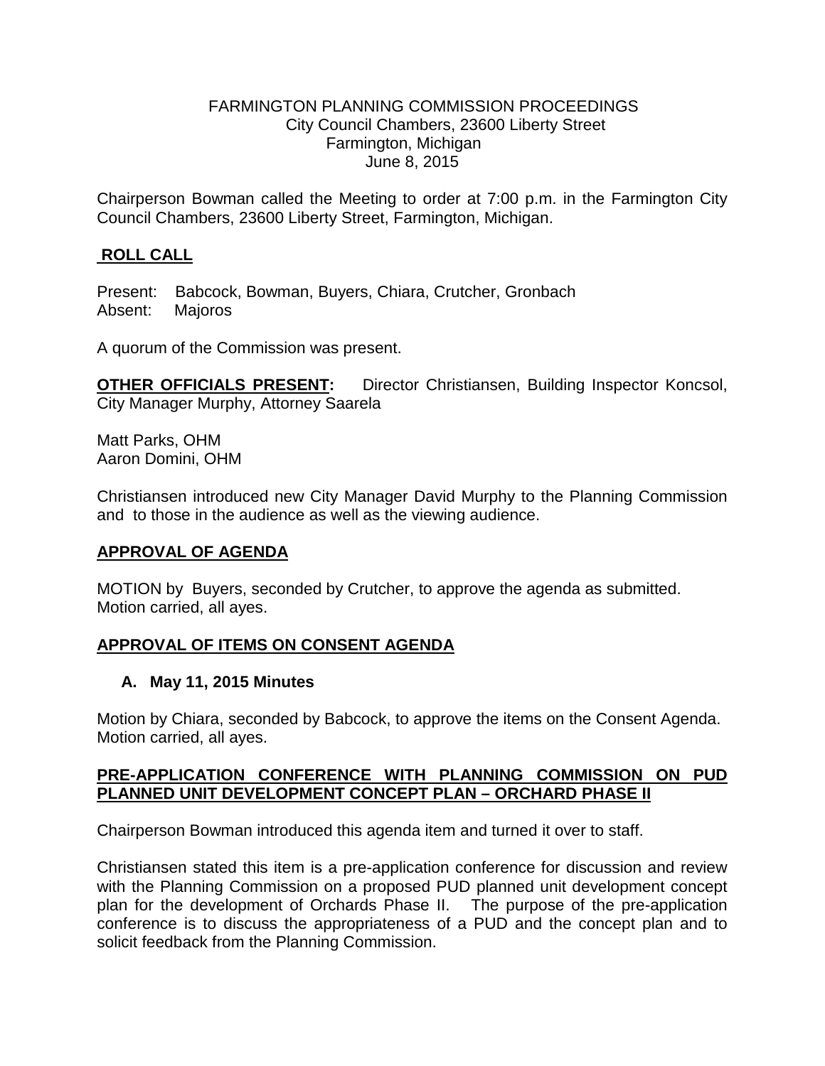FARMINGTON PLANNING COMMISSION PROCEEDINGS
City Council Chambers, 23600 Liberty Street
Farmington, Michigan
June 8, 2015

Chairperson Bowman called the Meeting to order at 7:00 p.m. in the Farmington City Council Chambers, 23600 Liberty Street, Farmington, Michigan.

## ROLL CALL

Present: Babcock, Bowman, Buyers, Chiara, Crutcher, Gronbach
Absent: Majoros

A quorum of the Commission was present.

**OTHER OFFICIALS PRESENT:** Director Christiansen, Building Inspector Koncsol, City Manager Murphy, Attorney Saarela

Matt Parks, OHM
Aaron Domini, OHM

Christiansen introduced new City Manager David Murphy to the Planning Commission and to those in the audience as well as the viewing audience.

## APPROVAL OF AGENDA

MOTION by Buyers, seconded by Crutcher, to approve the agenda as submitted.
Motion carried, all ayes.

## APPROVAL OF ITEMS ON CONSENT AGENDA

**A. May 11, 2015 Minutes**

Motion by Chiara, seconded by Babcock, to approve the items on the Consent Agenda.
Motion carried, all ayes.

## PRE-APPLICATION CONFERENCE WITH PLANNING COMMISSION ON PUD PLANNED UNIT DEVELOPMENT CONCEPT PLAN – ORCHARD PHASE II

Chairperson Bowman introduced this agenda item and turned it over to staff.

Christiansen stated this item is a pre-application conference for discussion and review with the Planning Commission on a proposed PUD planned unit development concept plan for the development of Orchards Phase II. The purpose of the pre-application conference is to discuss the appropriateness of a PUD and the concept plan and to solicit feedback from the Planning Commission.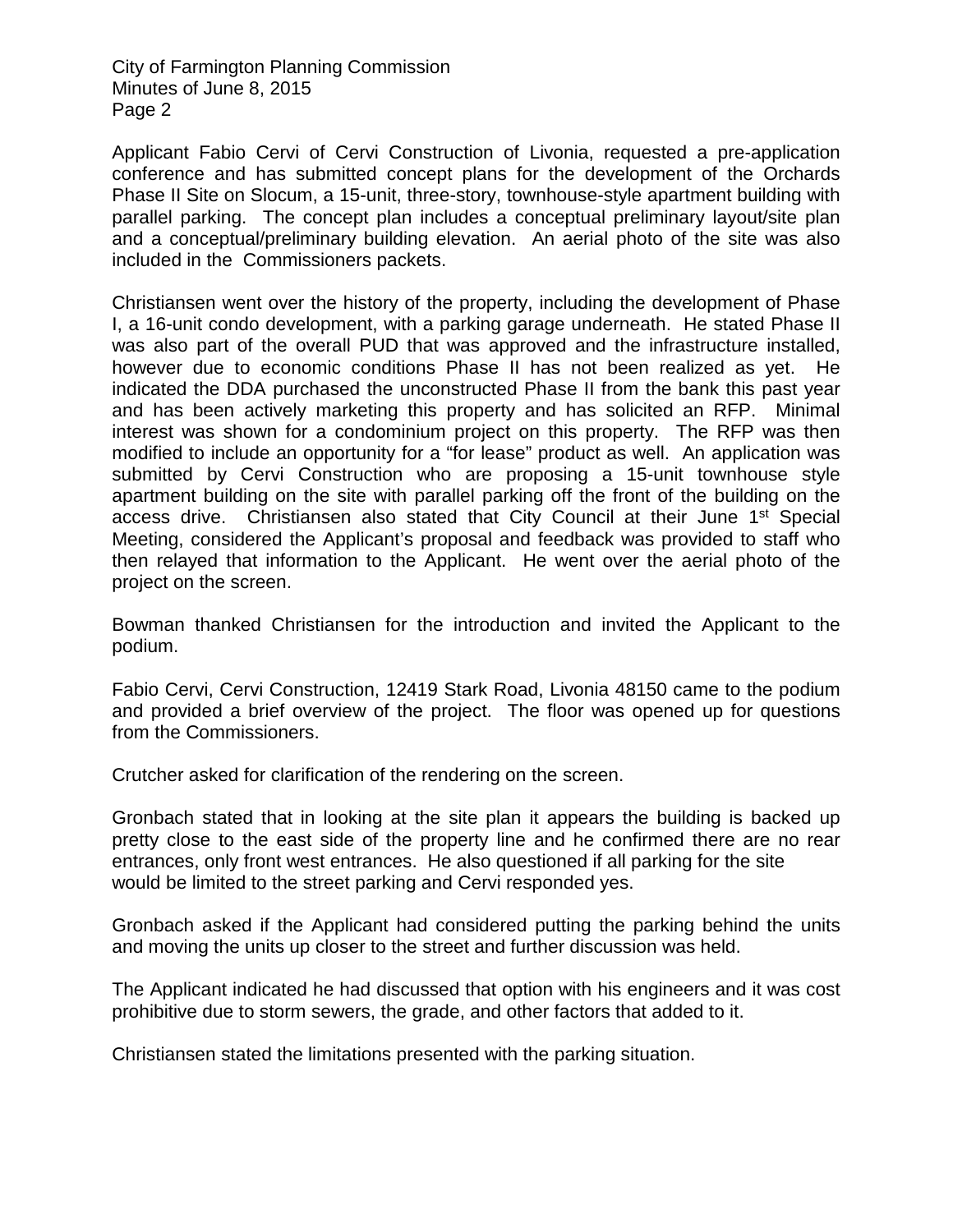Applicant Fabio Cervi of Cervi Construction of Livonia, requested a pre-application conference and has submitted concept plans for the development of the Orchards Phase II Site on Slocum, a 15-unit, three-story, townhouse-style apartment building with parallel parking. The concept plan includes a conceptual preliminary layout/site plan and a conceptual/preliminary building elevation. An aerial photo of the site was also included in the Commissioners packets.

Christiansen went over the history of the property, including the development of Phase I, a 16-unit condo development, with a parking garage underneath. He stated Phase II was also part of the overall PUD that was approved and the infrastructure installed, however due to economic conditions Phase II has not been realized as yet. He indicated the DDA purchased the unconstructed Phase II from the bank this past year and has been actively marketing this property and has solicited an RFP. Minimal interest was shown for a condominium project on this property. The RFP was then modified to include an opportunity for a "for lease" product as well. An application was submitted by Cervi Construction who are proposing a 15-unit townhouse style apartment building on the site with parallel parking off the front of the building on the access drive. Christiansen also stated that City Council at their June 1st Special Meeting, considered the Applicant's proposal and feedback was provided to staff who then relayed that information to the Applicant. He went over the aerial photo of the project on the screen.

Bowman thanked Christiansen for the introduction and invited the Applicant to the podium.

Fabio Cervi, Cervi Construction, 12419 Stark Road, Livonia 48150 came to the podium and provided a brief overview of the project. The floor was opened up for questions from the Commissioners.

Crutcher asked for clarification of the rendering on the screen.

Gronbach stated that in looking at the site plan it appears the building is backed up pretty close to the east side of the property line and he confirmed there are no rear entrances, only front west entrances. He also questioned if all parking for the site would be limited to the street parking and Cervi responded yes.

Gronbach asked if the Applicant had considered putting the parking behind the units and moving the units up closer to the street and further discussion was held.

The Applicant indicated he had discussed that option with his engineers and it was cost prohibitive due to storm sewers, the grade, and other factors that added to it.

Christiansen stated the limitations presented with the parking situation.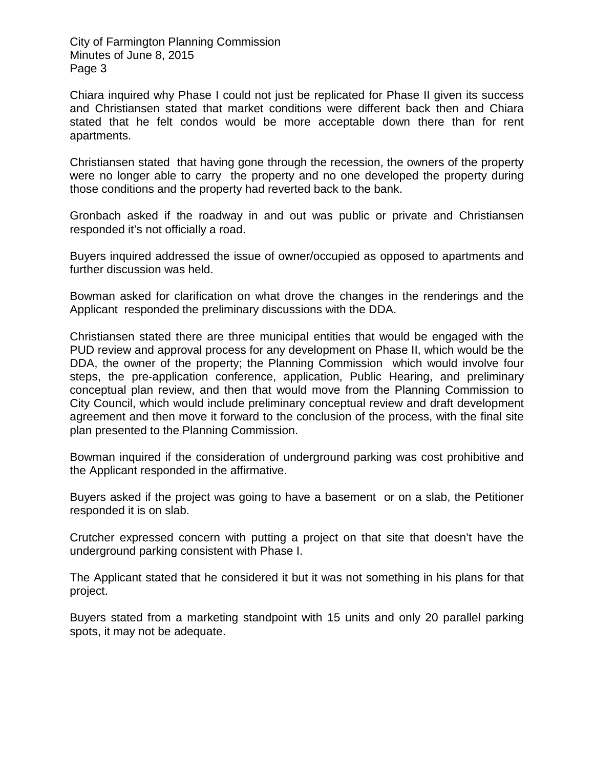Chiara inquired why Phase I could not just be replicated for Phase II given its success and Christiansen stated that market conditions were different back then and Chiara stated that he felt condos would be more acceptable down there than for rent apartments.

Christiansen stated that having gone through the recession, the owners of the property were no longer able to carry the property and no one developed the property during those conditions and the property had reverted back to the bank.

Gronbach asked if the roadway in and out was public or private and Christiansen responded it's not officially a road.

Buyers inquired addressed the issue of owner/occupied as opposed to apartments and further discussion was held.

Bowman asked for clarification on what drove the changes in the renderings and the Applicant responded the preliminary discussions with the DDA.

Christiansen stated there are three municipal entities that would be engaged with the PUD review and approval process for any development on Phase II, which would be the DDA, the owner of the property; the Planning Commission which would involve four steps, the pre-application conference, application, Public Hearing, and preliminary conceptual plan review, and then that would move from the Planning Commission to City Council, which would include preliminary conceptual review and draft development agreement and then move it forward to the conclusion of the process, with the final site plan presented to the Planning Commission.

Bowman inquired if the consideration of underground parking was cost prohibitive and the Applicant responded in the affirmative.

Buyers asked if the project was going to have a basement or on a slab, the Petitioner responded it is on slab.

Crutcher expressed concern with putting a project on that site that doesn't have the underground parking consistent with Phase I.

The Applicant stated that he considered it but it was not something in his plans for that project.

Buyers stated from a marketing standpoint with 15 units and only 20 parallel parking spots, it may not be adequate.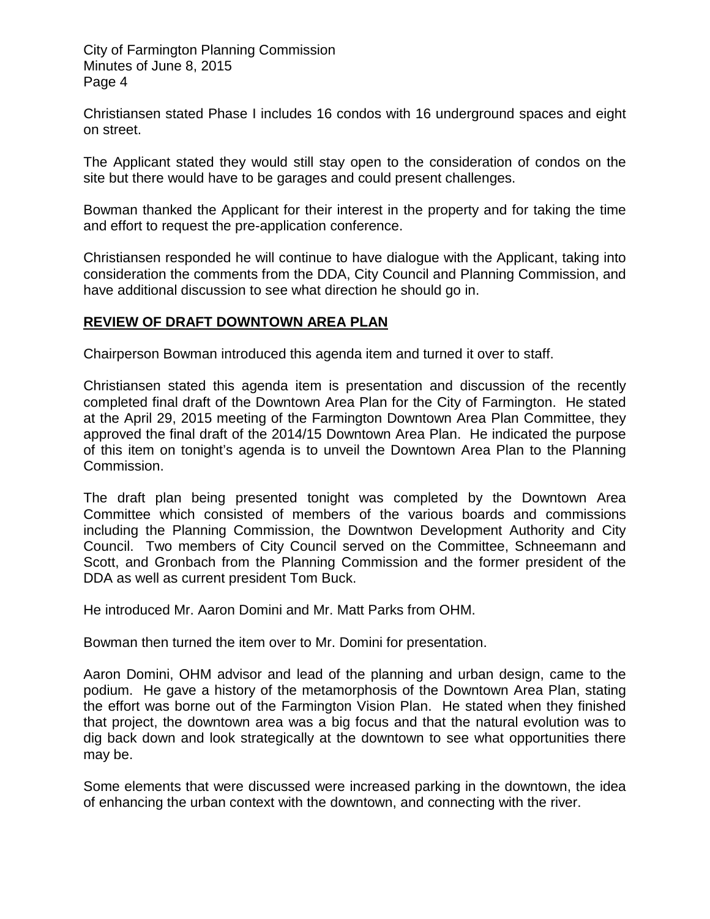Christiansen stated Phase I includes 16 condos with 16 underground spaces and eight on street.

The Applicant stated they would still stay open to the consideration of condos on the site but there would have to be garages and could present challenges.

Bowman thanked the Applicant for their interest in the property and for taking the time and effort to request the pre-application conference.

Christiansen responded he will continue to have dialogue with the Applicant, taking into consideration the comments from the DDA, City Council and Planning Commission, and have additional discussion to see what direction he should go in.

## **REVIEW OF DRAFT DOWNTOWN AREA PLAN**

Chairperson Bowman introduced this agenda item and turned it over to staff.

Christiansen stated this agenda item is presentation and discussion of the recently completed final draft of the Downtown Area Plan for the City of Farmington. He stated at the April 29, 2015 meeting of the Farmington Downtown Area Plan Committee, they approved the final draft of the 2014/15 Downtown Area Plan. He indicated the purpose of this item on tonight's agenda is to unveil the Downtown Area Plan to the Planning Commission.

The draft plan being presented tonight was completed by the Downtown Area Committee which consisted of members of the various boards and commissions including the Planning Commission, the Downtwon Development Authority and City Council. Two members of City Council served on the Committee, Schneemann and Scott, and Gronbach from the Planning Commission and the former president of the DDA as well as current president Tom Buck.

He introduced Mr. Aaron Domini and Mr. Matt Parks from OHM.

Bowman then turned the item over to Mr. Domini for presentation.

Aaron Domini, OHM advisor and lead of the planning and urban design, came to the podium. He gave a history of the metamorphosis of the Downtown Area Plan, stating the effort was borne out of the Farmington Vision Plan. He stated when they finished that project, the downtown area was a big focus and that the natural evolution was to dig back down and look strategically at the downtown to see what opportunities there may be.

Some elements that were discussed were increased parking in the downtown, the idea of enhancing the urban context with the downtown, and connecting with the river.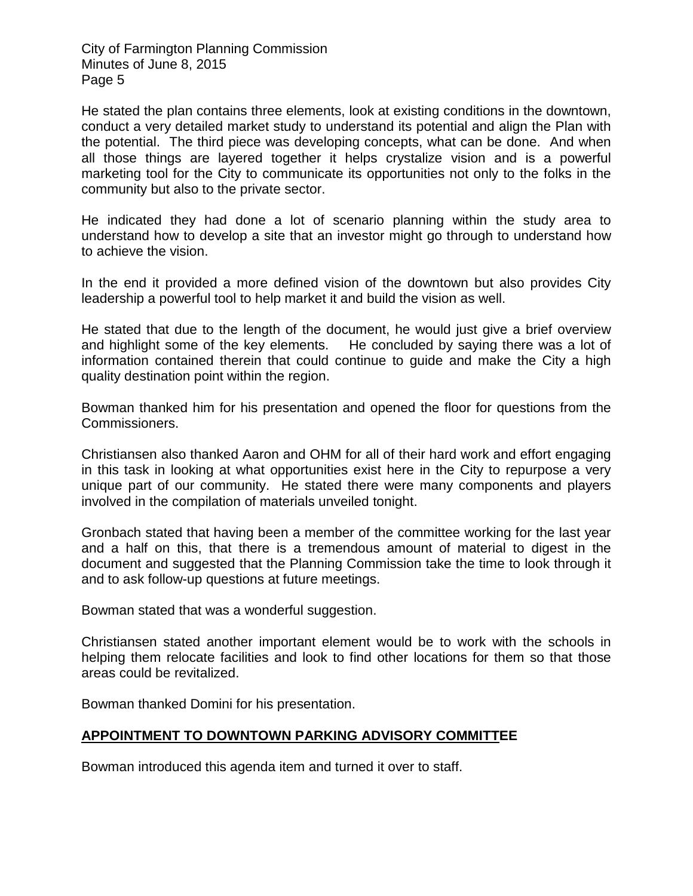He stated the plan contains three elements, look at existing conditions in the downtown, conduct a very detailed market study to understand its potential and align the Plan with the potential. The third piece was developing concepts, what can be done. And when all those things are layered together it helps crystalize vision and is a powerful marketing tool for the City to communicate its opportunities not only to the folks in the community but also to the private sector.

He indicated they had done a lot of scenario planning within the study area to understand how to develop a site that an investor might go through to understand how to achieve the vision.

In the end it provided a more defined vision of the downtown but also provides City leadership a powerful tool to help market it and build the vision as well.

He stated that due to the length of the document, he would just give a brief overview and highlight some of the key elements. He concluded by saying there was a lot of information contained therein that could continue to guide and make the City a high quality destination point within the region.

Bowman thanked him for his presentation and opened the floor for questions from the Commissioners.

Christiansen also thanked Aaron and OHM for all of their hard work and effort engaging in this task in looking at what opportunities exist here in the City to repurpose a very unique part of our community. He stated there were many components and players involved in the compilation of materials unveiled tonight.

Gronbach stated that having been a member of the committee working for the last year and a half on this, that there is a tremendous amount of material to digest in the document and suggested that the Planning Commission take the time to look through it and to ask follow-up questions at future meetings.

Bowman stated that was a wonderful suggestion.

Christiansen stated another important element would be to work with the schools in helping them relocate facilities and look to find other locations for them so that those areas could be revitalized.

Bowman thanked Domini for his presentation.

## APPOINTMENT TO DOWNTOWN PARKING ADVISORY COMMITTEE

Bowman introduced this agenda item and turned it over to staff.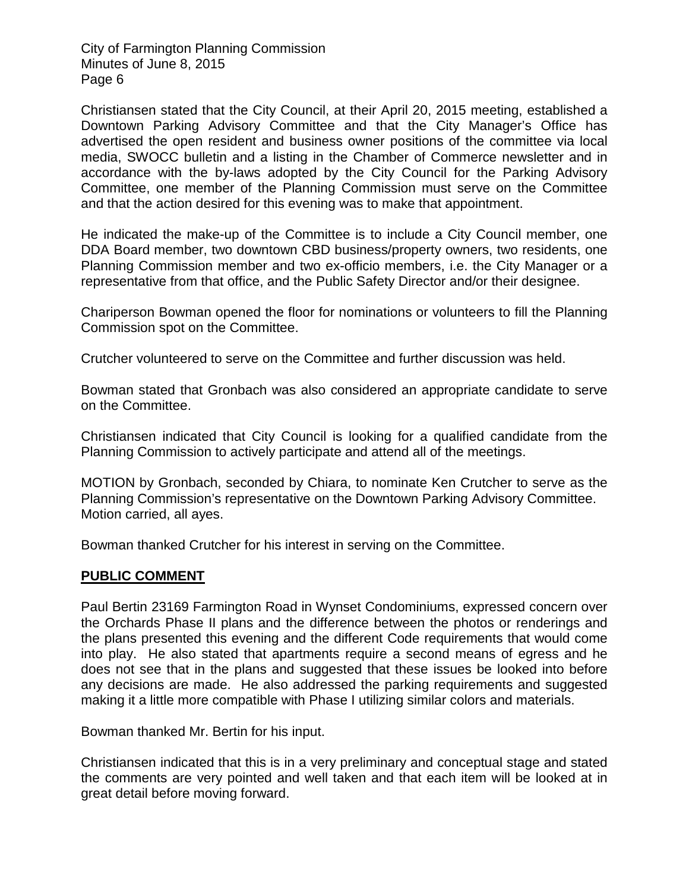Christiansen stated that the City Council, at their April 20, 2015 meeting, established a Downtown Parking Advisory Committee and that the City Manager's Office has advertised the open resident and business owner positions of the committee via local media, SWOCC bulletin and a listing in the Chamber of Commerce newsletter and in accordance with the by-laws adopted by the City Council for the Parking Advisory Committee, one member of the Planning Commission must serve on the Committee and that the action desired for this evening was to make that appointment.

He indicated the make-up of the Committee is to include a City Council member, one DDA Board member, two downtown CBD business/property owners, two residents, one Planning Commission member and two ex-officio members, i.e. the City Manager or a representative from that office, and the Public Safety Director and/or their designee.

Chariperson Bowman opened the floor for nominations or volunteers to fill the Planning Commission spot on the Committee.

Crutcher volunteered to serve on the Committee and further discussion was held.

Bowman stated that Gronbach was also considered an appropriate candidate to serve on the Committee.

Christiansen indicated that City Council is looking for a qualified candidate from the Planning Commission to actively participate and attend all of the meetings.

MOTION by Gronbach, seconded by Chiara, to nominate Ken Crutcher to serve as the Planning Commission's representative on the Downtown Parking Advisory Committee.
Motion carried, all ayes.

Bowman thanked Crutcher for his interest in serving on the Committee.

## PUBLIC COMMENT

Paul Bertin 23169 Farmington Road in Wynset Condominiums, expressed concern over the Orchards Phase II plans and the difference between the photos or renderings and the plans presented this evening and the different Code requirements that would come into play. He also stated that apartments require a second means of egress and he does not see that in the plans and suggested that these issues be looked into before any decisions are made. He also addressed the parking requirements and suggested making it a little more compatible with Phase I utilizing similar colors and materials.

Bowman thanked Mr. Bertin for his input.

Christiansen indicated that this is in a very preliminary and conceptual stage and stated the comments are very pointed and well taken and that each item will be looked at in great detail before moving forward.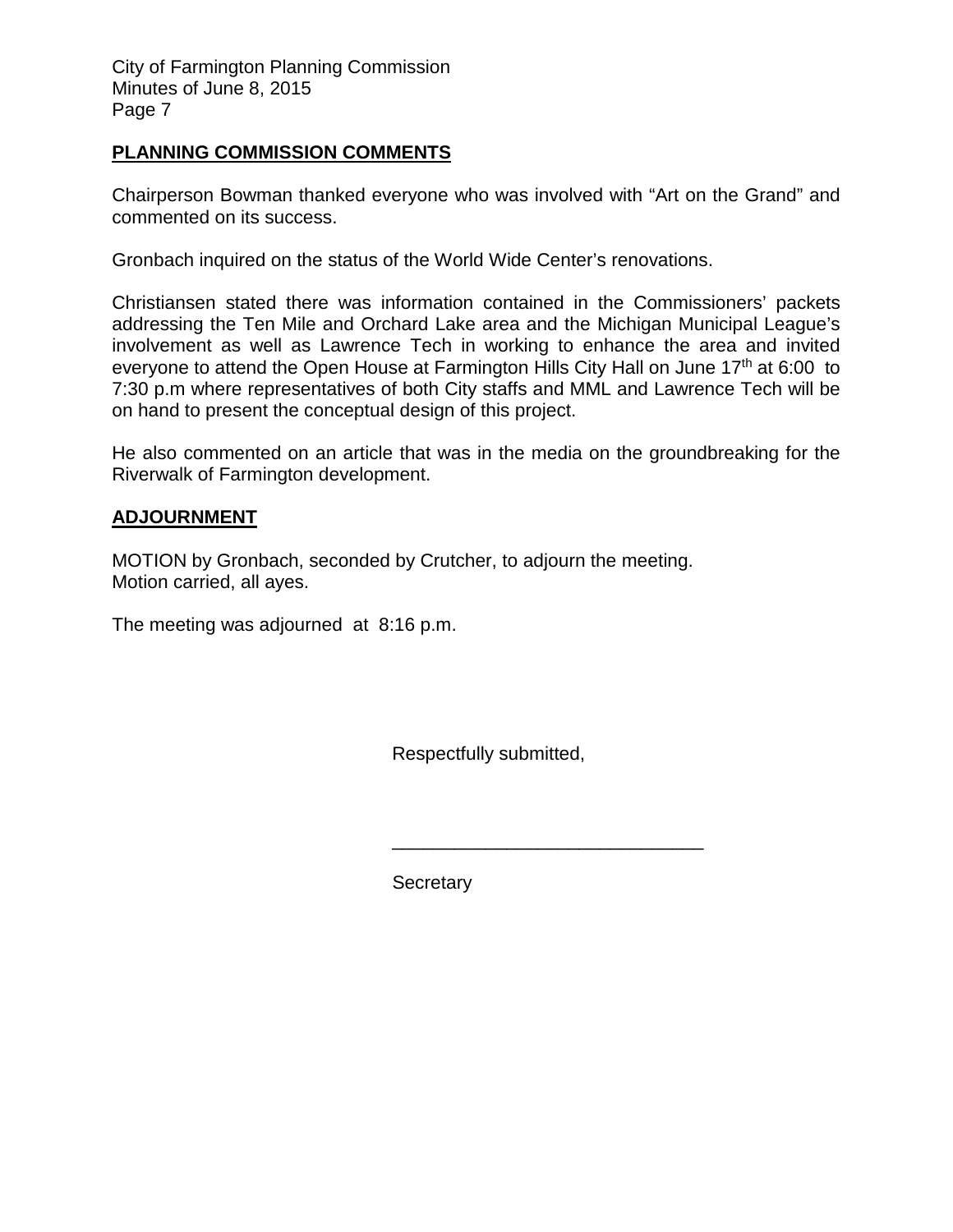## PLANNING COMMISSION COMMENTS

Chairperson Bowman thanked everyone who was involved with "Art on the Grand" and commented on its success.

Gronbach inquired on the status of the World Wide Center's renovations.

Christiansen stated there was information contained in the Commissioners' packets addressing the Ten Mile and Orchard Lake area and the Michigan Municipal League's involvement as well as Lawrence Tech in working to enhance the area and invited everyone to attend the Open House at Farmington Hills City Hall on June 17th at 6:00 to 7:30 p.m where representatives of both City staffs and MML and Lawrence Tech will be on hand to present the conceptual design of this project.

He also commented on an article that was in the media on the groundbreaking for the Riverwalk of Farmington development.

## ADJOURNMENT

MOTION by Gronbach, seconded by Crutcher, to adjourn the meeting.
Motion carried, all ayes.

The meeting was adjourned at 8:16 p.m.

Respectfully submitted,

______________________________

Secretary